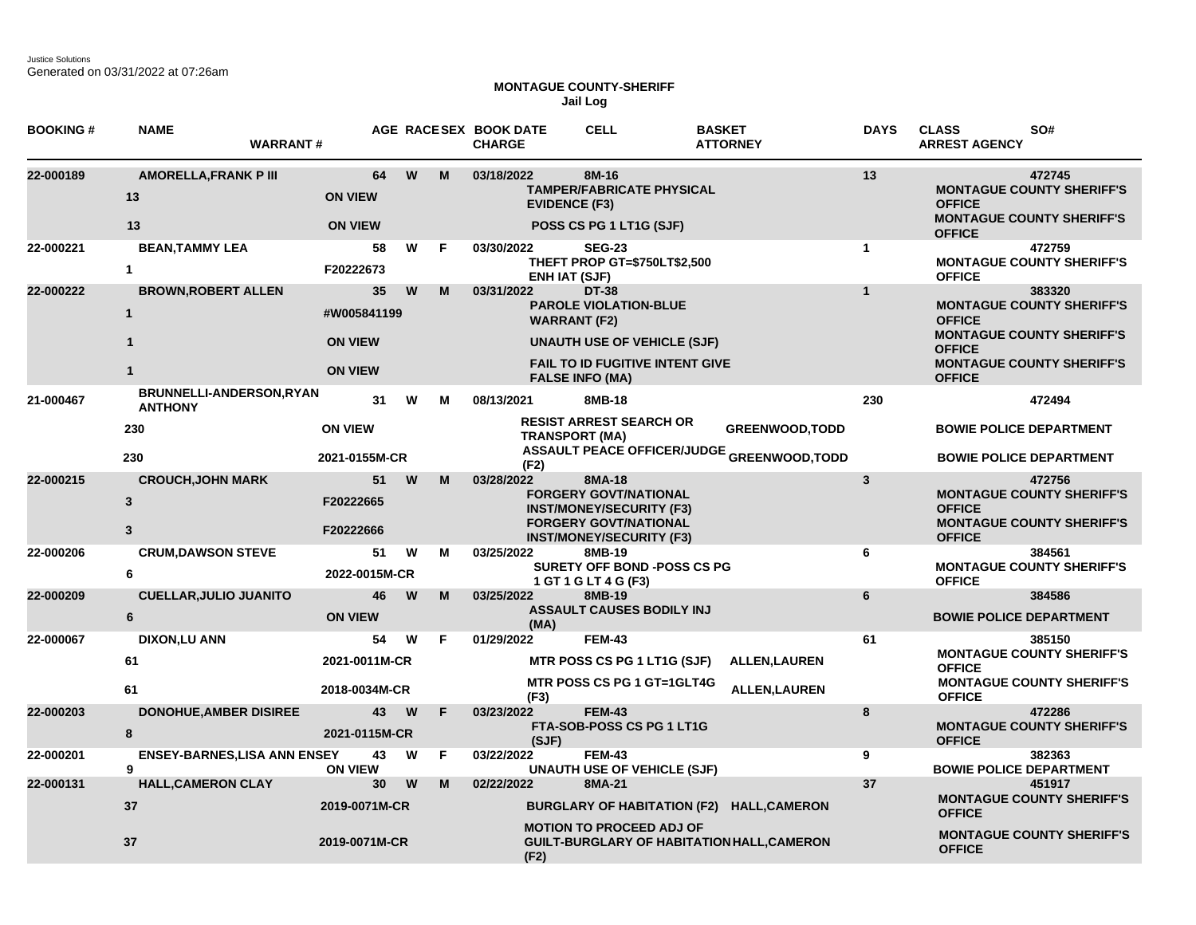Justice Solutions
Generated on 03/31/2022 at 07:26am

**MONTAGUE COUNTY-SHERIFF**
**Jail Log**

| BOOKING # | NAME / DAYS | WARRANT # | AGE | RACE | SEX | BOOK DATE | CELL / CHARGE | BASKET / ATTORNEY | DAYS | CLASS / ARREST AGENCY | SO# |
|---|---|---|---|---|---|---|---|---|---|---|---|
| 22-000189 | AMORELLA,FRANK P III | | 64 | W | M | 03/18/2022 | 8M-16 | | 13 | | 472745 |
| | 13 | ON VIEW | | | | | TAMPER/FABRICATE PHYSICAL EVIDENCE (F3) | | | MONTAGUE COUNTY SHERIFF'S OFFICE | |
| | 13 | ON VIEW | | | | | POSS CS PG 1 LT1G (SJF) | | | MONTAGUE COUNTY SHERIFF'S OFFICE | |
| 22-000221 | BEAN,TAMMY LEA | | 58 | W | F | 03/30/2022 | SEG-23 | | 1 | | 472759 |
| | 1 | F20222673 | | | | | THEFT PROP GT=$750LT$2,500 ENH IAT (SJF) | | | MONTAGUE COUNTY SHERIFF'S OFFICE | |
| 22-000222 | BROWN,ROBERT ALLEN | | 35 | W | M | 03/31/2022 | DT-38 | | 1 | | 383320 |
| | 1 | #W005841199 | | | | | PAROLE VIOLATION-BLUE WARRANT (F2) | | | MONTAGUE COUNTY SHERIFF'S OFFICE | |
| | 1 | ON VIEW | | | | | UNAUTH USE OF VEHICLE (SJF) | | | MONTAGUE COUNTY SHERIFF'S OFFICE | |
| | 1 | ON VIEW | | | | | FAIL TO ID FUGITIVE INTENT GIVE FALSE INFO (MA) | | | MONTAGUE COUNTY SHERIFF'S OFFICE | |
| 21-000467 | BRUNNELLI-ANDERSON,RYAN ANTHONY | | 31 | W | M | 08/13/2021 | 8MB-18 | | 230 | | 472494 |
| | 230 | ON VIEW | | | | | RESIST ARREST SEARCH OR TRANSPORT (MA) | GREENWOOD,TODD | | BOWIE POLICE DEPARTMENT | |
| | 230 | 2021-0155M-CR | | | | | ASSAULT PEACE OFFICER/JUDGE (F2) | GREENWOOD,TODD | | BOWIE POLICE DEPARTMENT | |
| 22-000215 | CROUCH,JOHN MARK | | 51 | W | M | 03/28/2022 | 8MA-18 | | 3 | | 472756 |
| | 3 | F20222665 | | | | | FORGERY GOVT/NATIONAL INST/MONEY/SECURITY (F3) | | | MONTAGUE COUNTY SHERIFF'S OFFICE | |
| | 3 | F20222666 | | | | | FORGERY GOVT/NATIONAL INST/MONEY/SECURITY (F3) | | | MONTAGUE COUNTY SHERIFF'S OFFICE | |
| 22-000206 | CRUM,DAWSON STEVE | | 51 | W | M | 03/25/2022 | 8MB-19 | | 6 | | 384561 |
| | 6 | 2022-0015M-CR | | | | | SURETY OFF BOND -POSS CS PG 1 GT 1 G LT 4 G (F3) | | | MONTAGUE COUNTY SHERIFF'S OFFICE | |
| 22-000209 | CUELLAR,JULIO JUANITO | | 46 | W | M | 03/25/2022 | 8MB-19 | | 6 | | 384586 |
| | 6 | ON VIEW | | | | | ASSAULT CAUSES BODILY INJ (MA) | | | BOWIE POLICE DEPARTMENT | |
| 22-000067 | DIXON,LU ANN | | 54 | W | F | 01/29/2022 | FEM-43 | | 61 | | 385150 |
| | 61 | 2021-0011M-CR | | | | | MTR POSS CS PG 1 LT1G (SJF) | ALLEN,LAUREN | | MONTAGUE COUNTY SHERIFF'S OFFICE | |
| | 61 | 2018-0034M-CR | | | | | MTR POSS CS PG 1 GT=1GLT4G (F3) | ALLEN,LAUREN | | MONTAGUE COUNTY SHERIFF'S OFFICE | |
| 22-000203 | DONOHUE,AMBER DISIREE | | 43 | W | F | 03/23/2022 | FEM-43 | | 8 | | 472286 |
| | 8 | 2021-0115M-CR | | | | | FTA-SOB-POSS CS PG 1 LT1G (SJF) | | | MONTAGUE COUNTY SHERIFF'S OFFICE | |
| 22-000201 | ENSEY-BARNES,LISA ANN ENSEY | | 43 | W | F | 03/22/2022 | FEM-43 | | 9 | | 382363 |
| | 9 | ON VIEW | | | | | UNAUTH USE OF VEHICLE (SJF) | | | BOWIE POLICE DEPARTMENT | |
| 22-000131 | HALL,CAMERON CLAY | | 30 | W | M | 02/22/2022 | 8MA-21 | | 37 | | 451917 |
| | 37 | 2019-0071M-CR | | | | | BURGLARY OF HABITATION (F2) | HALL,CAMERON | | MONTAGUE COUNTY SHERIFF'S OFFICE | |
| | 37 | 2019-0071M-CR | | | | | MOTION TO PROCEED ADJ OF GUILT-BURGLARY OF HABITATION (F2) | HALL,CAMERON | | MONTAGUE COUNTY SHERIFF'S OFFICE | |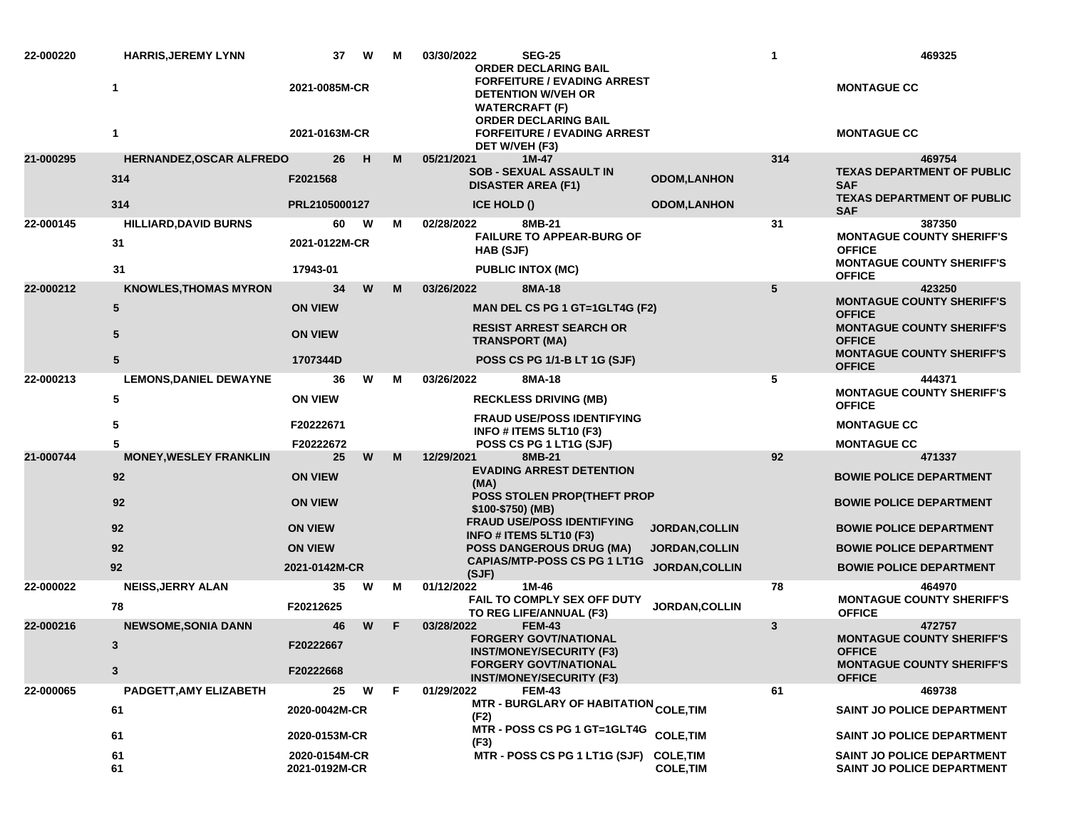| | | | | | | | | | |
|---|---|---|---|---|---|---|---|---|---|
| 22-000220 | HARRIS,JEREMY LYNN | 37 | W | M | 03/30/2022 | SEG-25 | | 1 | 469325 |
| | 1 | 2021-0085M-CR | | | | ORDER DECLARING BAIL FORFEITURE / EVADING ARREST DETENTION W/VEH OR WATERCRAFT (F) | | | MONTAGUE CC |
| | 1 | 2021-0163M-CR | | | | ORDER DECLARING BAIL FORFEITURE / EVADING ARREST DET W/VEH (F3) | | | MONTAGUE CC |
| 21-000295 | HERNANDEZ,OSCAR ALFREDO | 26 | H | M | 05/21/2021 | 1M-47 | | 314 | 469754 |
| | 314 | F2021568 | | | | SOB - SEXUAL ASSAULT IN DISASTER AREA (F1) | ODOM,LANHON | | TEXAS DEPARTMENT OF PUBLIC SAF |
| | 314 | PRL2105000127 | | | | ICE HOLD () | ODOM,LANHON | | TEXAS DEPARTMENT OF PUBLIC SAF |
| 22-000145 | HILLIARD,DAVID BURNS | 60 | W | M | 02/28/2022 | 8MB-21 | | 31 | 387350 |
| | 31 | 2021-0122M-CR | | | | FAILURE TO APPEAR-BURG OF HAB (SJF) | | | MONTAGUE COUNTY SHERIFF'S OFFICE |
| | 31 | 17943-01 | | | | PUBLIC INTOX (MC) | | | MONTAGUE COUNTY SHERIFF'S OFFICE |
| 22-000212 | KNOWLES,THOMAS MYRON | 34 | W | M | 03/26/2022 | 8MA-18 | | 5 | 423250 |
| | 5 | ON VIEW | | | | MAN DEL CS PG 1 GT=1GLT4G (F2) | | | MONTAGUE COUNTY SHERIFF'S OFFICE |
| | 5 | ON VIEW | | | | RESIST ARREST SEARCH OR TRANSPORT (MA) | | | MONTAGUE COUNTY SHERIFF'S OFFICE |
| | 5 | 1707344D | | | | POSS CS PG 1/1-B LT 1G (SJF) | | | MONTAGUE COUNTY SHERIFF'S OFFICE |
| 22-000213 | LEMONS,DANIEL DEWAYNE | 36 | W | M | 03/26/2022 | 8MA-18 | | 5 | 444371 |
| | 5 | ON VIEW | | | | RECKLESS DRIVING (MB) | | | MONTAGUE COUNTY SHERIFF'S OFFICE |
| | 5 | F20222671 | | | | FRAUD USE/POSS IDENTIFYING INFO # ITEMS 5LT10 (F3) | | | MONTAGUE CC |
| | 5 | F20222672 | | | | POSS CS PG 1 LT1G (SJF) | | | MONTAGUE CC |
| 21-000744 | MONEY,WESLEY FRANKLIN | 25 | W | M | 12/29/2021 | 8MB-21 | | 92 | 471337 |
| | 92 | ON VIEW | | | | EVADING ARREST DETENTION (MA) | | | BOWIE POLICE DEPARTMENT |
| | 92 | ON VIEW | | | | POSS STOLEN PROP(THEFT PROP $100-$750) (MB) | | | BOWIE POLICE DEPARTMENT |
| | 92 | ON VIEW | | | | FRAUD USE/POSS IDENTIFYING INFO # ITEMS 5LT10 (F3) | JORDAN,COLLIN | | BOWIE POLICE DEPARTMENT |
| | 92 | ON VIEW | | | | POSS DANGEROUS DRUG (MA) | JORDAN,COLLIN | | BOWIE POLICE DEPARTMENT |
| | 92 | 2021-0142M-CR | | | | CAPIAS/MTP-POSS CS PG 1 LT1G (SJF) | JORDAN,COLLIN | | BOWIE POLICE DEPARTMENT |
| 22-000022 | NEISS,JERRY ALAN | 35 | W | M | 01/12/2022 | 1M-46 | | 78 | 464970 |
| | 78 | F20212625 | | | | FAIL TO COMPLY SEX OFF DUTY TO REG LIFE/ANNUAL (F3) | JORDAN,COLLIN | | MONTAGUE COUNTY SHERIFF'S OFFICE |
| 22-000216 | NEWSOME,SONIA DANN | 46 | W | F | 03/28/2022 | FEM-43 | | 3 | 472757 |
| | 3 | F20222667 | | | | FORGERY GOVT/NATIONAL INST/MONEY/SECURITY (F3) | | | MONTAGUE COUNTY SHERIFF'S OFFICE |
| | 3 | F20222668 | | | | FORGERY GOVT/NATIONAL INST/MONEY/SECURITY (F3) | | | MONTAGUE COUNTY SHERIFF'S OFFICE |
| 22-000065 | PADGETT,AMY ELIZABETH | 25 | W | F | 01/29/2022 | FEM-43 | | 61 | 469738 |
| | 61 | 2020-0042M-CR | | | | MTR - BURGLARY OF HABITATION (F2) | COLE,TIM | | SAINT JO POLICE DEPARTMENT |
| | 61 | 2020-0153M-CR | | | | MTR - POSS CS PG 1 GT=1GLT4G (F3) | COLE,TIM | | SAINT JO POLICE DEPARTMENT |
| | 61 | 2020-0154M-CR | | | | MTR - POSS CS PG 1 LT1G (SJF) | COLE,TIM | | SAINT JO POLICE DEPARTMENT |
| | 61 | 2021-0192M-CR | | | | | COLE,TIM | | SAINT JO POLICE DEPARTMENT |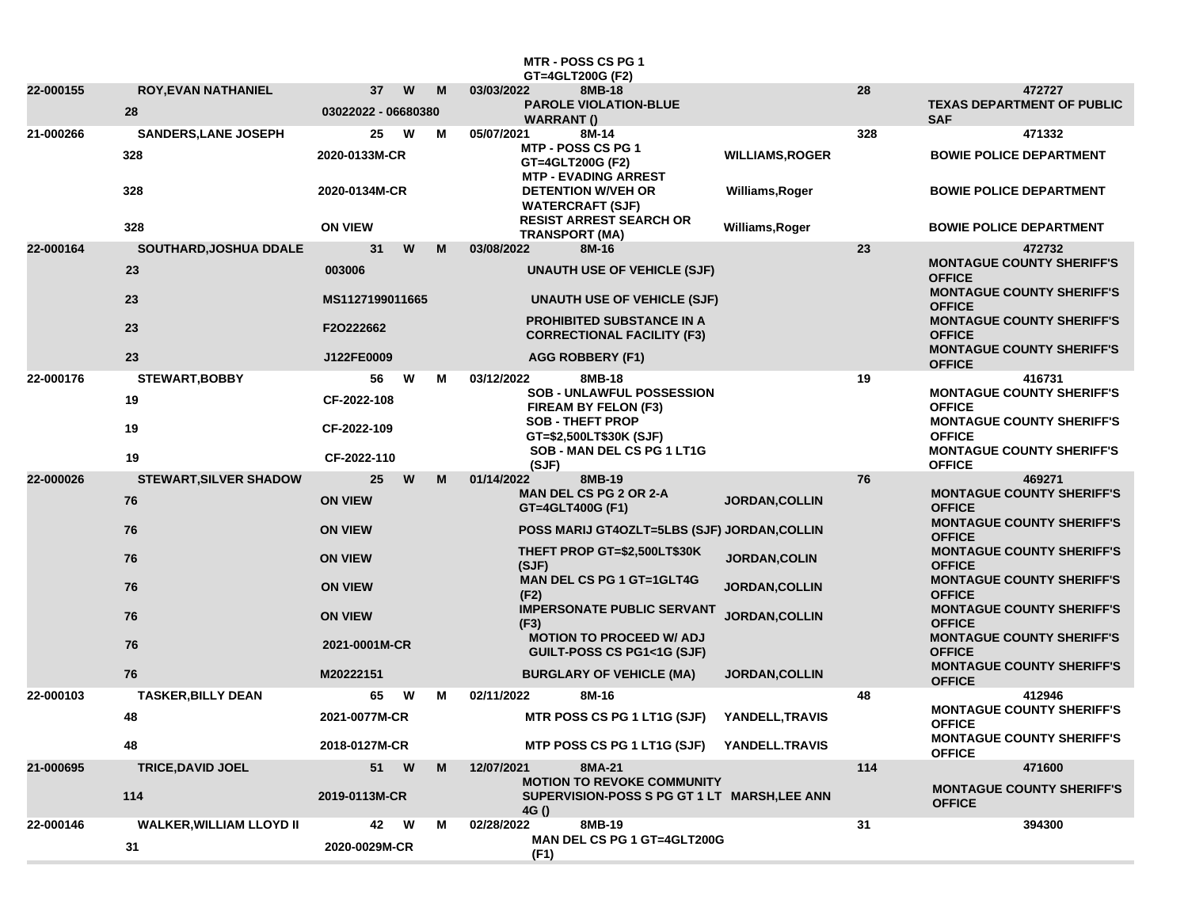| | | | | | | | | | |
|---|---|---|---|---|---|---|---|---|---|
| | | | | | | MTR - POSS CS PG 1 GT=4GLT200G (F2) | | | |
| 22-000155 | ROY,EVAN NATHANIEL | 37 | W | M | 03/03/2022 | 8MB-18 | | 28 | 472727 |
| | 28 | 03022022 - 06680380 | | | | PAROLE VIOLATION-BLUE WARRANT () | | | TEXAS DEPARTMENT OF PUBLIC SAF |
| 21-000266 | SANDERS,LANE JOSEPH | 25 | W | M | 05/07/2021 | 8M-14 | | 328 | 471332 |
| | 328 | 2020-0133M-CR | | | | MTP - POSS CS PG 1 GT=4GLT200G (F2) | WILLIAMS,ROGER | | BOWIE POLICE DEPARTMENT |
| | 328 | 2020-0134M-CR | | | | MTP - EVADING ARREST DETENTION W/VEH OR WATERCRAFT (SJF) | Williams,Roger | | BOWIE POLICE DEPARTMENT |
| | 328 | ON VIEW | | | | RESIST ARREST SEARCH OR TRANSPORT (MA) | Williams,Roger | | BOWIE POLICE DEPARTMENT |
| 22-000164 | SOUTHARD,JOSHUA DDALE | 31 | W | M | 03/08/2022 | 8M-16 | | 23 | 472732 |
| | 23 | 003006 | | | | UNAUTH USE OF VEHICLE (SJF) | | | MONTAGUE COUNTY SHERIFF'S OFFICE |
| | 23 | MS1127199011665 | | | | UNAUTH USE OF VEHICLE (SJF) | | | MONTAGUE COUNTY SHERIFF'S OFFICE |
| | 23 | F2O222662 | | | | PROHIBITED SUBSTANCE IN A CORRECTIONAL FACILITY (F3) | | | MONTAGUE COUNTY SHERIFF'S OFFICE |
| | 23 | J122FE0009 | | | | AGG ROBBERY (F1) | | | MONTAGUE COUNTY SHERIFF'S OFFICE |
| 22-000176 | STEWART,BOBBY | 56 | W | M | 03/12/2022 | 8MB-18 | | 19 | 416731 |
| | 19 | CF-2022-108 | | | | SOB - UNLAWFUL POSSESSION FIREAM BY FELON (F3) | | | MONTAGUE COUNTY SHERIFF'S OFFICE |
| | 19 | CF-2022-109 | | | | SOB - THEFT PROP GT=$2,500LT$30K (SJF) | | | MONTAGUE COUNTY SHERIFF'S OFFICE |
| | 19 | CF-2022-110 | | | | SOB - MAN DEL CS PG 1 LT1G (SJF) | | | MONTAGUE COUNTY SHERIFF'S OFFICE |
| 22-000026 | STEWART,SILVER SHADOW | 25 | W | M | 01/14/2022 | 8MB-19 | | 76 | 469271 |
| | 76 | ON VIEW | | | | MAN DEL CS PG 2 OR 2-A GT=4GLT400G (F1) | JORDAN,COLLIN | | MONTAGUE COUNTY SHERIFF'S OFFICE |
| | 76 | ON VIEW | | | | POSS MARIJ GT4OZLT=5LBS (SJF) | JORDAN,COLLIN | | MONTAGUE COUNTY SHERIFF'S OFFICE |
| | 76 | ON VIEW | | | | THEFT PROP GT=$2,500LT$30K (SJF) | JORDAN,COLIN | | MONTAGUE COUNTY SHERIFF'S OFFICE |
| | 76 | ON VIEW | | | | MAN DEL CS PG 1 GT=1GLT4G (F2) | JORDAN,COLLIN | | MONTAGUE COUNTY SHERIFF'S OFFICE |
| | 76 | ON VIEW | | | | IMPERSONATE PUBLIC SERVANT (F3) | JORDAN,COLLIN | | MONTAGUE COUNTY SHERIFF'S OFFICE |
| | 76 | 2021-0001M-CR | | | | MOTION TO PROCEED W/ ADJ GUILT-POSS CS PG1<1G (SJF) | | | MONTAGUE COUNTY SHERIFF'S OFFICE |
| | 76 | M20222151 | | | | BURGLARY OF VEHICLE (MA) | JORDAN,COLLIN | | MONTAGUE COUNTY SHERIFF'S OFFICE |
| 22-000103 | TASKER,BILLY DEAN | 65 | W | M | 02/11/2022 | 8M-16 | | 48 | 412946 |
| | 48 | 2021-0077M-CR | | | | MTR POSS CS PG 1 LT1G (SJF) | YANDELL,TRAVIS | | MONTAGUE COUNTY SHERIFF'S OFFICE |
| | 48 | 2018-0127M-CR | | | | MTP POSS CS PG 1 LT1G (SJF) | YANDELL.TRAVIS | | MONTAGUE COUNTY SHERIFF'S OFFICE |
| 21-000695 | TRICE,DAVID JOEL | 51 | W | M | 12/07/2021 | 8MA-21 | | 114 | 471600 |
| | 114 | 2019-0113M-CR | | | | MOTION TO REVOKE COMMUNITY SUPERVISION-POSS S PG GT 1 LT 4G () | MARSH,LEE ANN | | MONTAGUE COUNTY SHERIFF'S OFFICE |
| 22-000146 | WALKER,WILLIAM LLOYD II | 42 | W | M | 02/28/2022 | 8MB-19 | | 31 | 394300 |
| | 31 | 2020-0029M-CR | | | | MAN DEL CS PG 1 GT=4GLT200G (F1) | | | |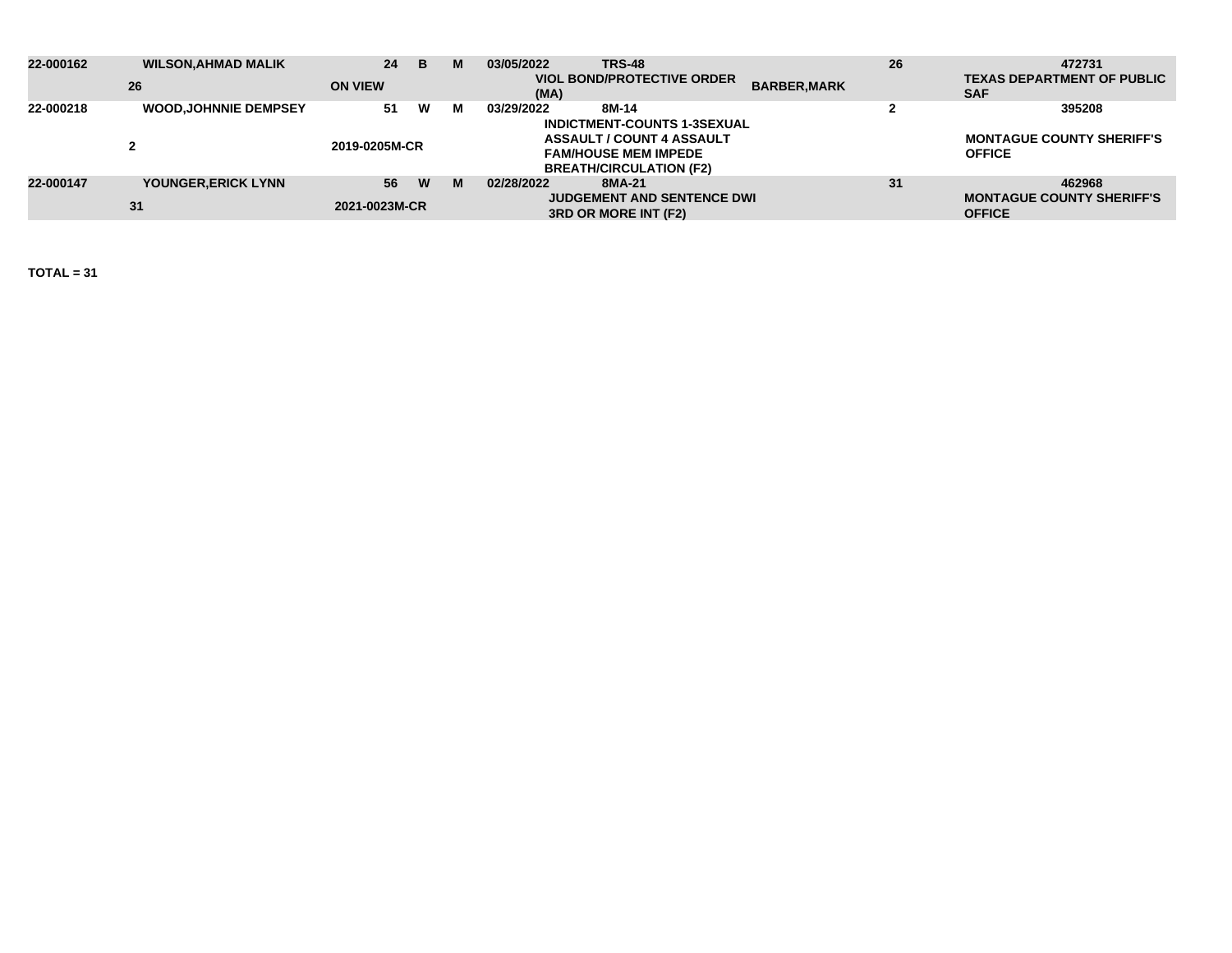| | | | | | | | | | | |
|---|---|---|---|---|---|---|---|---|---|---|
| 22-000162 | WILSON,AHMAD MALIK | 24 | B | M | 03/05/2022 | TRS-48 | | 26 | 472731 |
| | 26 | ON VIEW | | | | VIOL BOND/PROTECTIVE ORDER (MA) | BARBER,MARK | | TEXAS DEPARTMENT OF PUBLIC SAF |
| 22-000218 | WOOD,JOHNNIE DEMPSEY | 51 | W | M | 03/29/2022 | 8M-14 | | 2 | 395208 |
| | 2 | 2019-0205M-CR | | | | INDICTMENT-COUNTS 1-3SEXUAL ASSAULT / COUNT 4 ASSAULT FAM/HOUSE MEM IMPEDE BREATH/CIRCULATION (F2) | | | MONTAGUE COUNTY SHERIFF'S OFFICE |
| 22-000147 | YOUNGER,ERICK LYNN | 56 | W | M | 02/28/2022 | 8MA-21 | | 31 | 462968 |
| | 31 | 2021-0023M-CR | | | | JUDGEMENT AND SENTENCE DWI 3RD OR MORE INT (F2) | | | MONTAGUE COUNTY SHERIFF'S OFFICE |

**TOTAL = 31**